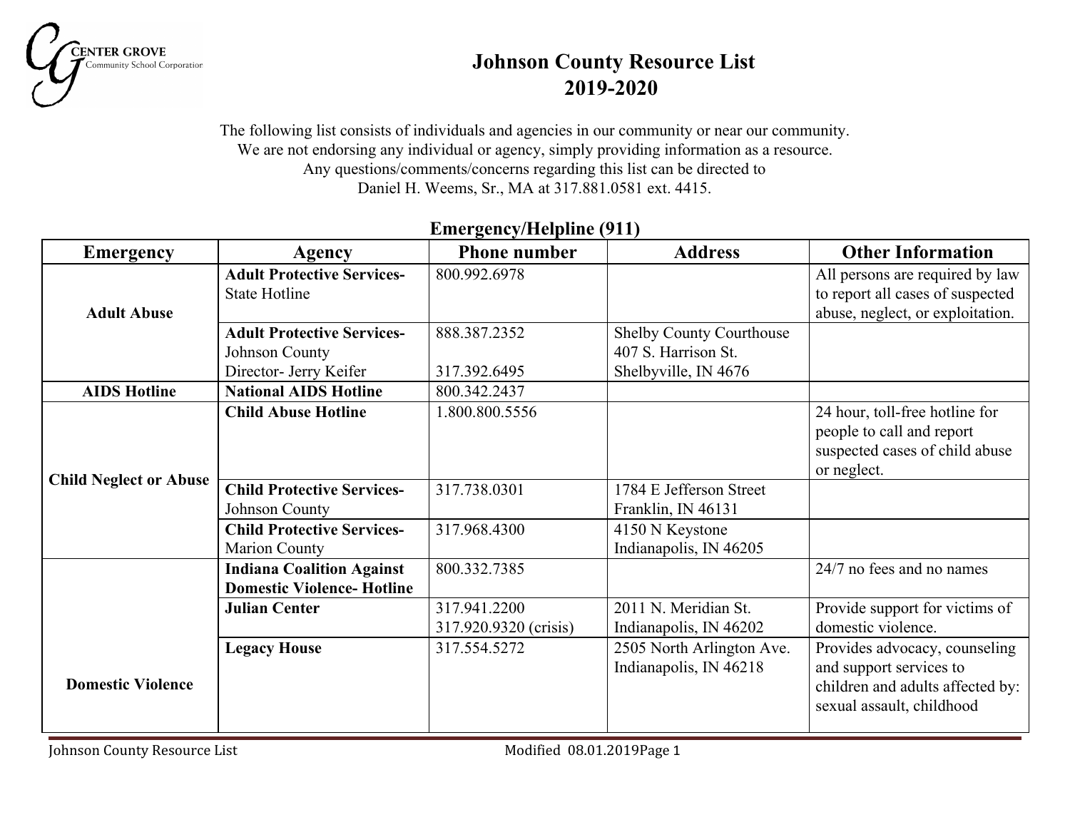# Johnson County Resource List
## 2019-2020

The following list consists of individuals and agencies in our community or near our community.
We are not endorsing any individual or agency, simply providing information as a resource.
Any questions/comments/concerns regarding this list can be directed to
Daniel H. Weems, Sr., MA at 317.881.0581 ext. 4415.

### Emergency/Helpline (911)

| Emergency | Agency | Phone number | Address | Other Information |
|---|---|---|---|---|
| **Adult Abuse** | **Adult Protective Services-** State Hotline | 800.992.6978 | | All persons are required by law to report all cases of suspected abuse, neglect, or exploitation. |
| | **Adult Protective Services-** Johnson County Director- Jerry Keifer | 888.387.2352 317.392.6495 | Shelby County Courthouse 407 S. Harrison St. Shelbyville, IN 4676 | |
| **AIDS Hotline** | **National AIDS Hotline** | 800.342.2437 | | |
| **Child Neglect or Abuse** | **Child Abuse Hotline** | 1.800.800.5556 | | 24 hour, toll-free hotline for people to call and report suspected cases of child abuse or neglect. |
| | **Child Protective Services-** Johnson County | 317.738.0301 | 1784 E Jefferson Street Franklin, IN 46131 | |
| | **Child Protective Services-** Marion County | 317.968.4300 | 4150 N Keystone Indianapolis, IN 46205 | |
| **Domestic Violence** | **Indiana Coalition Against Domestic Violence- Hotline** | 800.332.7385 | | 24/7 no fees and no names |
| | **Julian Center** | 317.941.2200 317.920.9320 (crisis) | 2011 N. Meridian St. Indianapolis, IN 46202 | Provide support for victims of domestic violence. |
| | **Legacy House** | 317.554.5272 | 2505 North Arlington Ave. Indianapolis, IN 46218 | Provides advocacy, counseling and support services to children and adults affected by: sexual assault, childhood |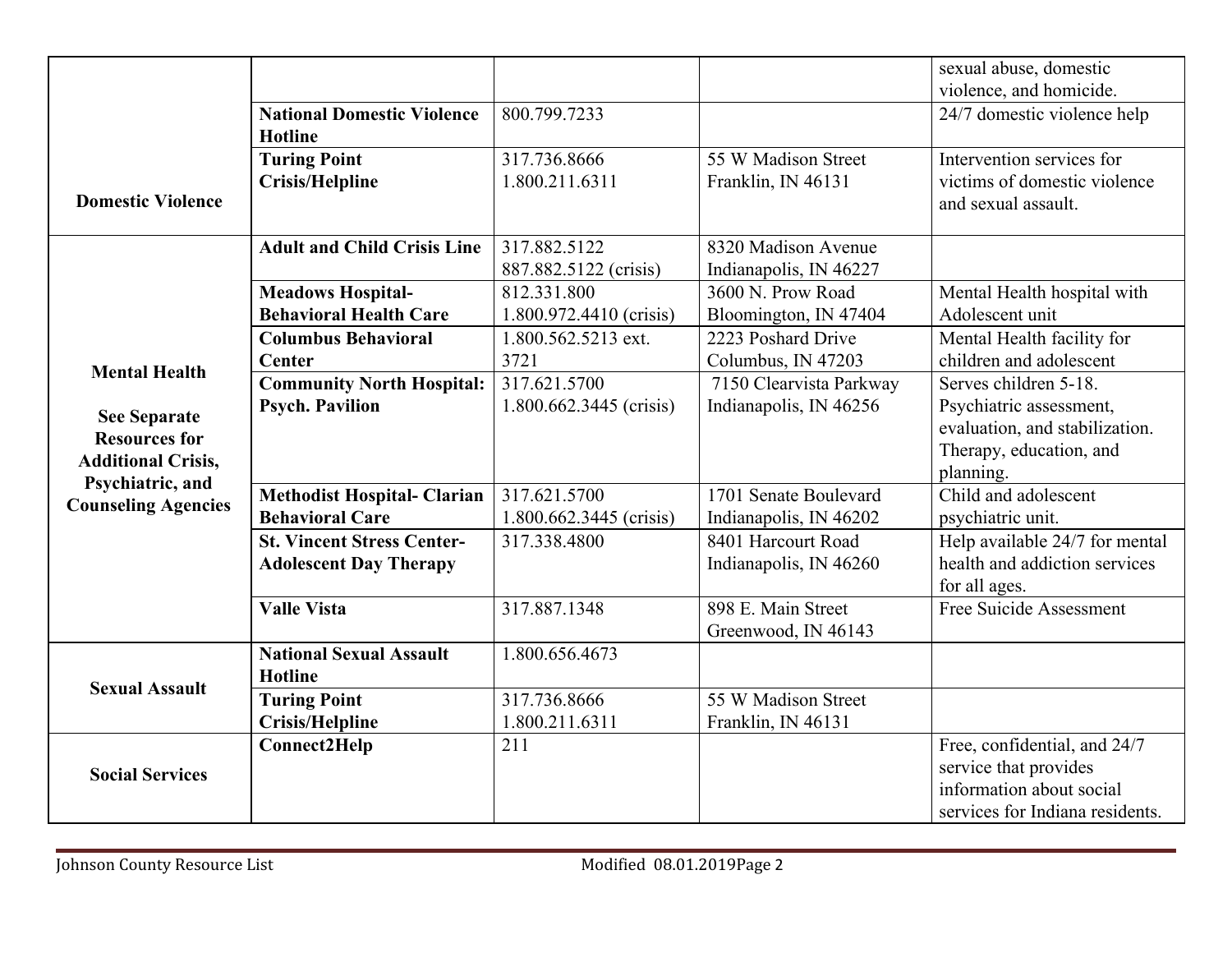| | | | | |
|---|---|---|---|---|
| Domestic Violence | | | | sexual abuse, domestic violence, and homicide. |
| | **National Domestic Violence Hotline** | 800.799.7233 | | 24/7 domestic violence help |
| | **Turing Point Crisis/Helpline** | 317.736.8666<br>1.800.211.6311 | 55 W Madison Street<br>Franklin, IN 46131 | Intervention services for victims of domestic violence and sexual assault. |
| **Mental Health**<br><br>**See Separate Resources for Additional Crisis, Psychiatric, and Counseling Agencies** | **Adult and Child Crisis Line** | 317.882.5122<br>887.882.5122 (crisis) | 8320 Madison Avenue<br>Indianapolis, IN 46227 | |
| | **Meadows Hospital-Behavioral Health Care** | 812.331.800<br>1.800.972.4410 (crisis) | 3600 N. Prow Road<br>Bloomington, IN 47404 | Mental Health hospital with Adolescent unit |
| | **Columbus Behavioral Center** | 1.800.562.5213 ext. 3721 | 2223 Poshard Drive<br>Columbus, IN 47203 | Mental Health facility for children and adolescent |
| | **Community North Hospital: Psych. Pavilion** | 317.621.5700<br>1.800.662.3445 (crisis) | 7150 Clearvista Parkway<br>Indianapolis, IN 46256 | Serves children 5-18. Psychiatric assessment, evaluation, and stabilization. Therapy, education, and planning. |
| | **Methodist Hospital- Clarian Behavioral Care** | 317.621.5700<br>1.800.662.3445 (crisis) | 1701 Senate Boulevard<br>Indianapolis, IN 46202 | Child and adolescent psychiatric unit. |
| | **St. Vincent Stress Center-Adolescent Day Therapy** | 317.338.4800 | 8401 Harcourt Road<br>Indianapolis, IN 46260 | Help available 24/7 for mental health and addiction services for all ages. |
| | **Valle Vista** | 317.887.1348 | 898 E. Main Street<br>Greenwood, IN 46143 | Free Suicide Assessment |
| **Sexual Assault** | **National Sexual Assault Hotline** | 1.800.656.4673 | | |
| | **Turing Point Crisis/Helpline** | 317.736.8666<br>1.800.211.6311 | 55 W Madison Street<br>Franklin, IN 46131 | |
| **Social Services** | **Connect2Help** | 211 | | Free, confidential, and 24/7 service that provides information about social services for Indiana residents. |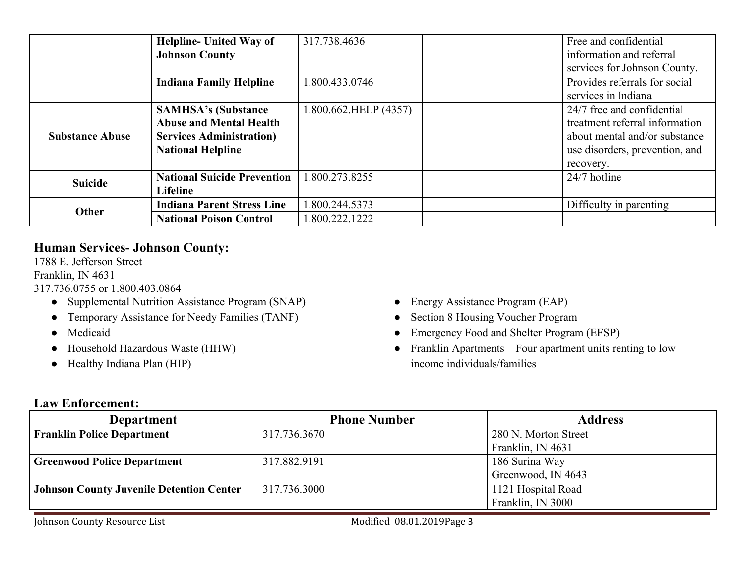| | | | | |
|---|---|---|---|---|
| | **Helpline- United Way of Johnson County** | 317.738.4636 | | Free and confidential information and referral services for Johnson County. |
| | **Indiana Family Helpline** | 1.800.433.0746 | | Provides referrals for social services in Indiana |
| **Substance Abuse** | **SAMHSA's (Substance Abuse and Mental Health Services Administration) National Helpline** | 1.800.662.HELP (4357) | | 24/7 free and confidential treatment referral information about mental and/or substance use disorders, prevention, and recovery. |
| **Suicide** | **National Suicide Prevention Lifeline** | 1.800.273.8255 | | 24/7 hotline |
| **Other** | **Indiana Parent Stress Line** | 1.800.244.5373 | | Difficulty in parenting |
| | **National Poison Control** | 1.800.222.1222 | | |

## Human Services- Johnson County:

1788 E. Jefferson Street
Franklin, IN 4631
317.736.0755 or 1.800.403.0864

- Supplemental Nutrition Assistance Program (SNAP)
- Temporary Assistance for Needy Families (TANF)
- Medicaid
- Household Hazardous Waste (HHW)
- Healthy Indiana Plan (HIP)
- Energy Assistance Program (EAP)
- Section 8 Housing Voucher Program
- Emergency Food and Shelter Program (EFSP)
- Franklin Apartments – Four apartment units renting to low income individuals/families

## Law Enforcement:

| Department | Phone Number | Address |
|---|---|---|
| **Franklin Police Department** | 317.736.3670 | 280 N. Morton Street<br>Franklin, IN 4631 |
| **Greenwood Police Department** | 317.882.9191 | 186 Surina Way<br>Greenwood, IN 4643 |
| **Johnson County Juvenile Detention Center** | 317.736.3000 | 1121 Hospital Road<br>Franklin, IN 3000 |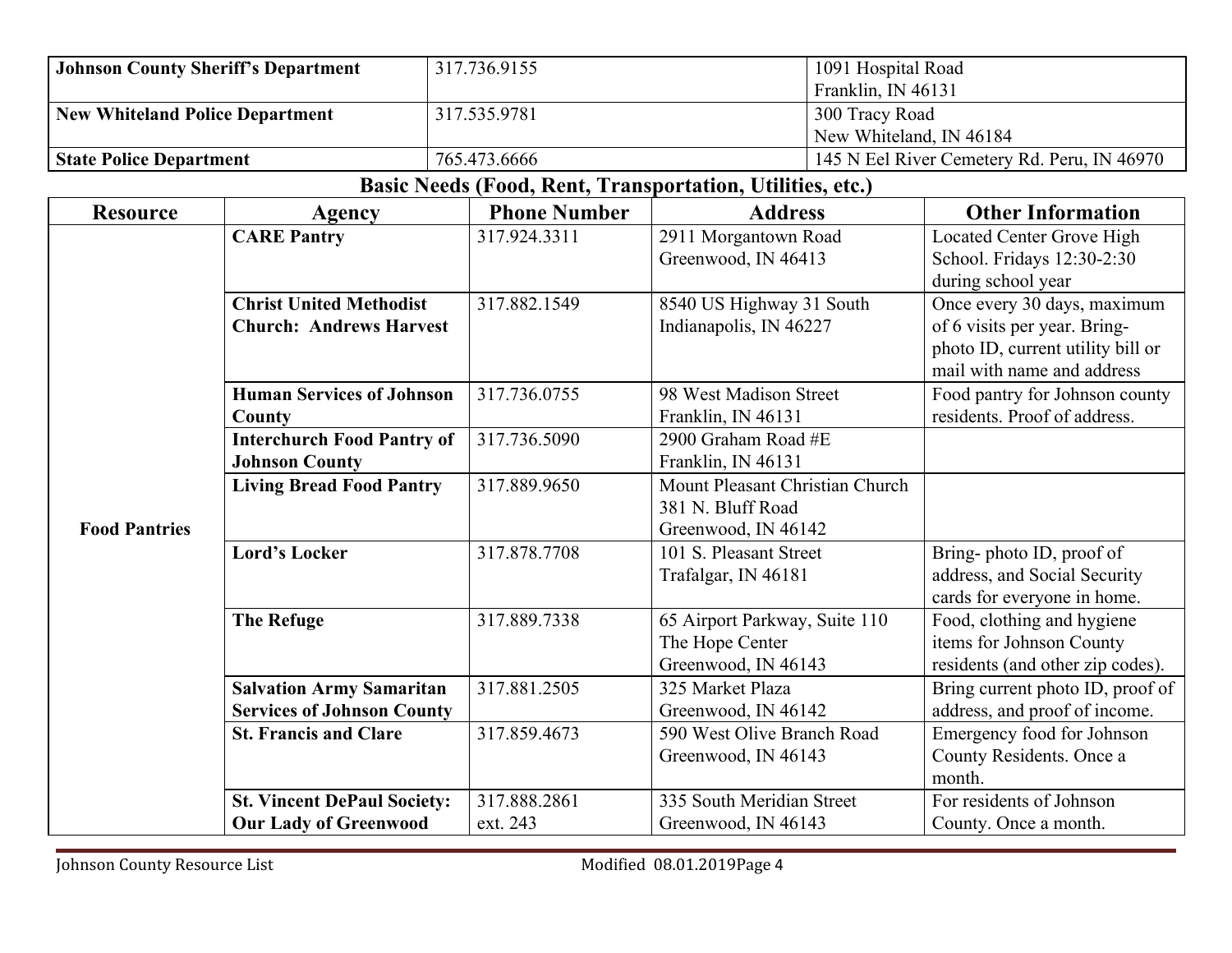| | | |
|---|---|---|
| **Johnson County Sheriff's Department** | 317.736.9155 | 1091 Hospital Road<br>Franklin, IN 46131 |
| **New Whiteland Police Department** | 317.535.9781 | 300 Tracy Road<br>New Whiteland, IN 46184 |
| **State Police Department** | 765.473.6666 | 145 N Eel River Cemetery Rd. Peru, IN 46970 |

## Basic Needs (Food, Rent, Transportation, Utilities, etc.)

| Resource | Agency | Phone Number | Address | Other Information |
|---|---|---|---|---|
| **Food Pantries** | **CARE Pantry** | 317.924.3311 | 2911 Morgantown Road<br>Greenwood, IN 46413 | Located Center Grove High School. Fridays 12:30-2:30 during school year |
| | **Christ United Methodist Church: Andrews Harvest** | 317.882.1549 | 8540 US Highway 31 South<br>Indianapolis, IN 46227 | Once every 30 days, maximum of 6 visits per year. Bring- photo ID, current utility bill or mail with name and address |
| | **Human Services of Johnson County** | 317.736.0755 | 98 West Madison Street<br>Franklin, IN 46131 | Food pantry for Johnson county residents. Proof of address. |
| | **Interchurch Food Pantry of Johnson County** | 317.736.5090 | 2900 Graham Road #E<br>Franklin, IN 46131 | |
| | **Living Bread Food Pantry** | 317.889.9650 | Mount Pleasant Christian Church<br>381 N. Bluff Road<br>Greenwood, IN 46142 | |
| | **Lord's Locker** | 317.878.7708 | 101 S. Pleasant Street<br>Trafalgar, IN 46181 | Bring- photo ID, proof of address, and Social Security cards for everyone in home. |
| | **The Refuge** | 317.889.7338 | 65 Airport Parkway, Suite 110<br>The Hope Center<br>Greenwood, IN 46143 | Food, clothing and hygiene items for Johnson County residents (and other zip codes). |
| | **Salvation Army Samaritan Services of Johnson County** | 317.881.2505 | 325 Market Plaza<br>Greenwood, IN 46142 | Bring current photo ID, proof of address, and proof of income. |
| | **St. Francis and Clare** | 317.859.4673 | 590 West Olive Branch Road<br>Greenwood, IN 46143 | Emergency food for Johnson County Residents. Once a month. |
| | **St. Vincent DePaul Society: Our Lady of Greenwood** | 317.888.2861<br>ext. 243 | 335 South Meridian Street<br>Greenwood, IN 46143 | For residents of Johnson County. Once a month. |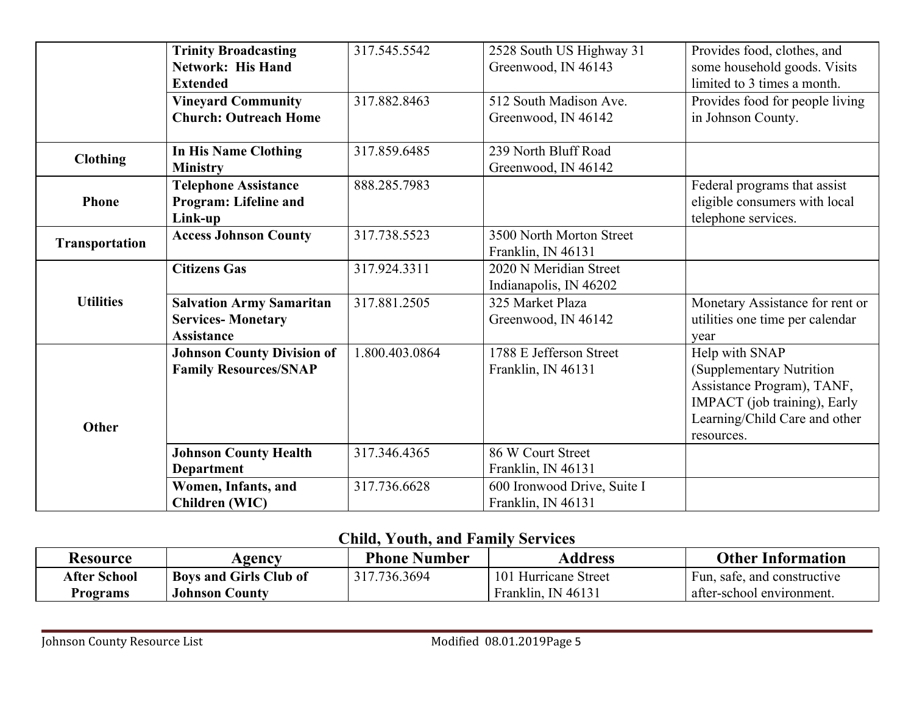| | | | | |
|---|---|---|---|---|
| | **Trinity Broadcasting Network: His Hand Extended** | 317.545.5542 | 2528 South US Highway 31 Greenwood, IN 46143 | Provides food, clothes, and some household goods. Visits limited to 3 times a month. |
| | **Vineyard Community Church: Outreach Home** | 317.882.8463 | 512 South Madison Ave. Greenwood, IN 46142 | Provides food for people living in Johnson County. |
| **Clothing** | **In His Name Clothing Ministry** | 317.859.6485 | 239 North Bluff Road Greenwood, IN 46142 | |
| **Phone** | **Telephone Assistance Program: Lifeline and Link-up** | 888.285.7983 | | Federal programs that assist eligible consumers with local telephone services. |
| **Transportation** | **Access Johnson County** | 317.738.5523 | 3500 North Morton Street Franklin, IN 46131 | |
| **Utilities** | **Citizens Gas** | 317.924.3311 | 2020 N Meridian Street Indianapolis, IN 46202 | |
| | **Salvation Army Samaritan Services- Monetary Assistance** | 317.881.2505 | 325 Market Plaza Greenwood, IN 46142 | Monetary Assistance for rent or utilities one time per calendar year |
| **Other** | **Johnson County Division of Family Resources/SNAP** | 1.800.403.0864 | 1788 E Jefferson Street Franklin, IN 46131 | Help with SNAP (Supplementary Nutrition Assistance Program), TANF, IMPACT (job training), Early Learning/Child Care and other resources. |
| | **Johnson County Health Department** | 317.346.4365 | 86 W Court Street Franklin, IN 46131 | |
| | **Women, Infants, and Children (WIC)** | 317.736.6628 | 600 Ironwood Drive, Suite I Franklin, IN 46131 | |

## Child, Youth, and Family Services

| Resource | Agency | Phone Number | Address | Other Information |
|---|---|---|---|---|
| **After School Programs** | **Boys and Girls Club of Johnson County** | 317.736.3694 | 101 Hurricane Street Franklin, IN 46131 | Fun, safe, and constructive after-school environment. |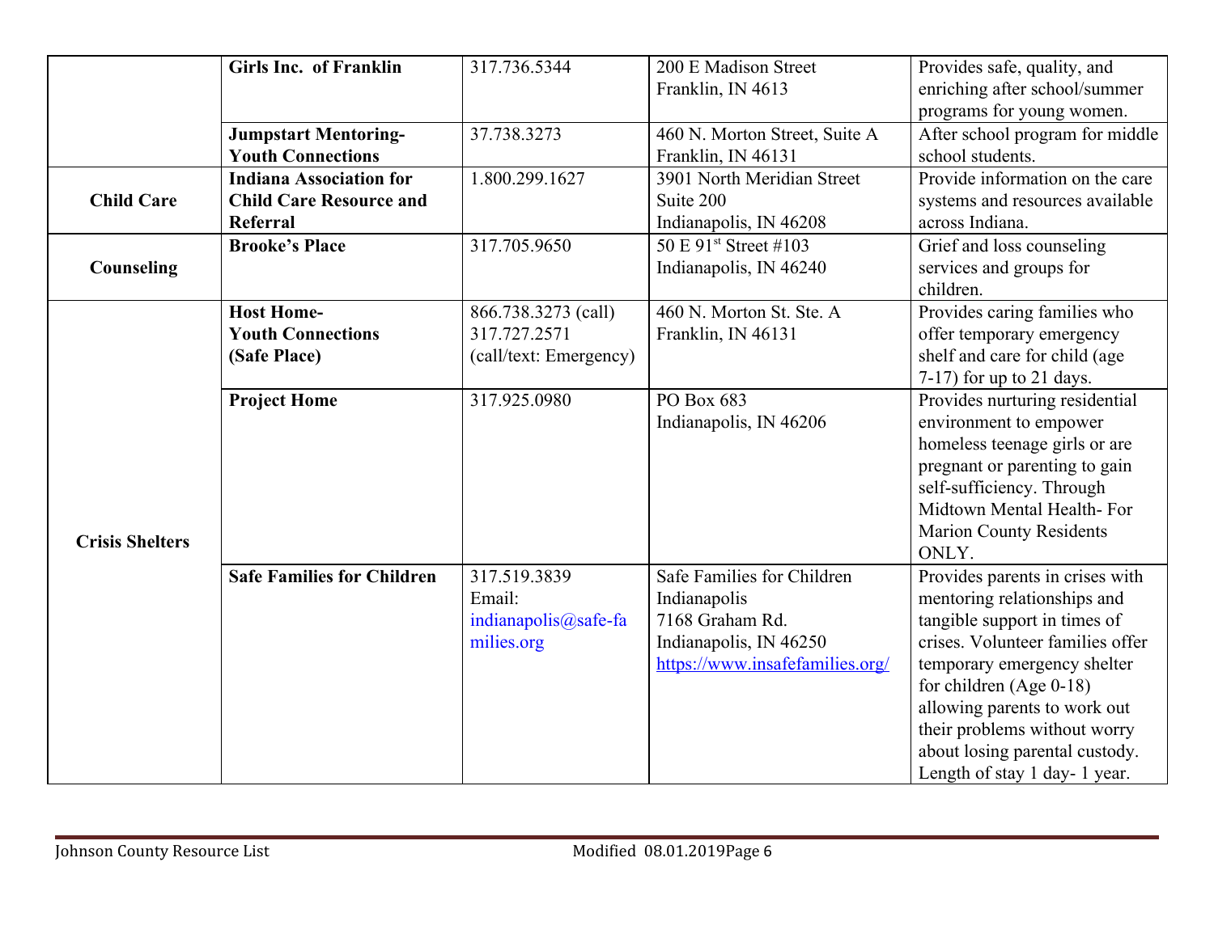| | | | | |
|---|---|---|---|---|
| | **Girls Inc. of Franklin** | 317.736.5344 | 200 E Madison Street<br>Franklin, IN 4613 | Provides safe, quality, and enriching after school/summer programs for young women. |
| | **Jumpstart Mentoring-Youth Connections** | 37.738.3273 | 460 N. Morton Street, Suite A<br>Franklin, IN 46131 | After school program for middle school students. |
| **Child Care** | **Indiana Association for Child Care Resource and Referral** | 1.800.299.1627 | 3901 North Meridian Street<br>Suite 200<br>Indianapolis, IN 46208 | Provide information on the care systems and resources available across Indiana. |
| **Counseling** | **Brooke's Place** | 317.705.9650 | 50 E 91st Street #103<br>Indianapolis, IN 46240 | Grief and loss counseling services and groups for children. |
| **Crisis Shelters** | **Host Home-<br>Youth Connections<br>(Safe Place)** | 866.738.3273 (call)<br>317.727.2571<br>(call/text: Emergency) | 460 N. Morton St. Ste. A<br>Franklin, IN 46131 | Provides caring families who offer temporary emergency shelf and care for child (age 7-17) for up to 21 days. |
| | **Project Home** | 317.925.0980 | PO Box 683<br>Indianapolis, IN 46206 | Provides nurturing residential environment to empower homeless teenage girls or are pregnant or parenting to gain self-sufficiency. Through Midtown Mental Health- For Marion County Residents ONLY. |
| | **Safe Families for Children** | 317.519.3839<br>Email:<br>indianapolis@safe-families.org | Safe Families for Children Indianapolis<br>7168 Graham Rd.<br>Indianapolis, IN 46250<br>https://www.insafefamilies.org/ | Provides parents in crises with mentoring relationships and tangible support in times of crises. Volunteer families offer temporary emergency shelter for children (Age 0-18) allowing parents to work out their problems without worry about losing parental custody. Length of stay 1 day- 1 year. |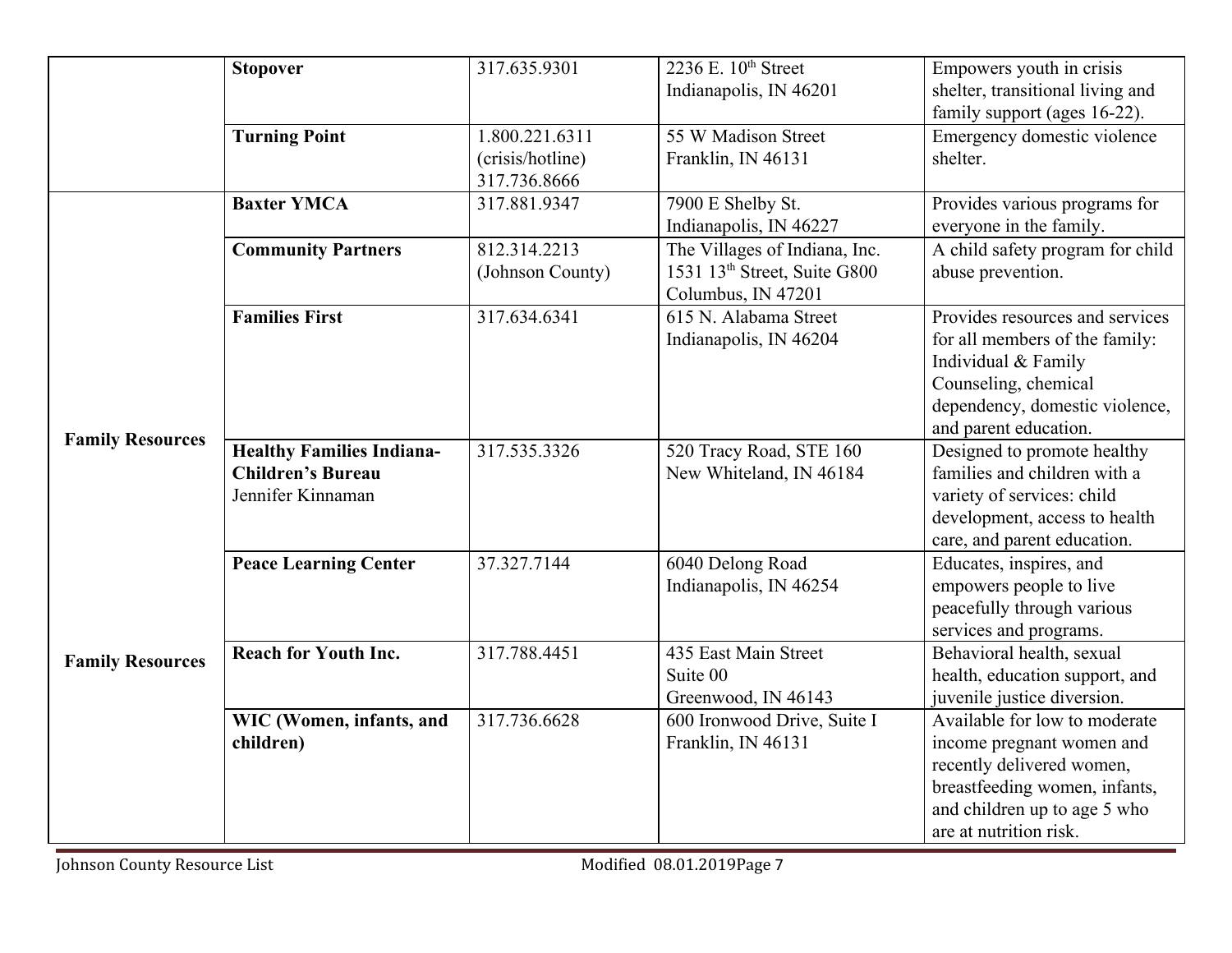| | | | | |
|---|---|---|---|---|
| | **Stopover** | 317.635.9301 | 2236 E. 10th Street<br>Indianapolis, IN 46201 | Empowers youth in crisis shelter, transitional living and family support (ages 16-22). |
| | **Turning Point** | 1.800.221.6311 (crisis/hotline)<br>317.736.8666 | 55 W Madison Street<br>Franklin, IN 46131 | Emergency domestic violence shelter. |
| **Family Resources** | **Baxter YMCA** | 317.881.9347 | 7900 E Shelby St.<br>Indianapolis, IN 46227 | Provides various programs for everyone in the family. |
| | **Community Partners** | 812.314.2213 (Johnson County) | The Villages of Indiana, Inc.<br>1531 13th Street, Suite G800<br>Columbus, IN 47201 | A child safety program for child abuse prevention. |
| | **Families First** | 317.634.6341 | 615 N. Alabama Street<br>Indianapolis, IN 46204 | Provides resources and services for all members of the family: Individual & Family Counseling, chemical dependency, domestic violence, and parent education. |
| | **Healthy Families Indiana-Children's Bureau**<br>Jennifer Kinnaman | 317.535.3326 | 520 Tracy Road, STE 160<br>New Whiteland, IN 46184 | Designed to promote healthy families and children with a variety of services: child development, access to health care, and parent education. |
| | **Peace Learning Center** | 37.327.7144 | 6040 Delong Road<br>Indianapolis, IN 46254 | Educates, inspires, and empowers people to live peacefully through various services and programs. |
| **Family Resources** | **Reach for Youth Inc.** | 317.788.4451 | 435 East Main Street<br>Suite 00<br>Greenwood, IN 46143 | Behavioral health, sexual health, education support, and juvenile justice diversion. |
| | **WIC (Women, infants, and children)** | 317.736.6628 | 600 Ironwood Drive, Suite I<br>Franklin, IN 46131 | Available for low to moderate income pregnant women and recently delivered women, breastfeeding women, infants, and children up to age 5 who are at nutrition risk. |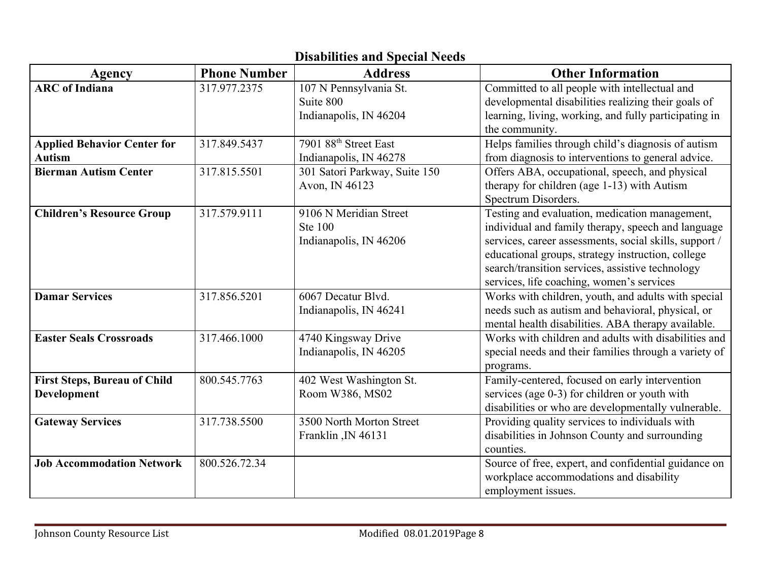## Disabilities and Special Needs

| Agency | Phone Number | Address | Other Information |
|---|---|---|---|
| **ARC of Indiana** | 317.977.2375 | 107 N Pennsylvania St. Suite 800 Indianapolis, IN 46204 | Committed to all people with intellectual and developmental disabilities realizing their goals of learning, living, working, and fully participating in the community. |
| **Applied Behavior Center for Autism** | 317.849.5437 | 7901 88th Street East Indianapolis, IN 46278 | Helps families through child's diagnosis of autism from diagnosis to interventions to general advice. |
| **Bierman Autism Center** | 317.815.5501 | 301 Satori Parkway, Suite 150 Avon, IN 46123 | Offers ABA, occupational, speech, and physical therapy for children (age 1-13) with Autism Spectrum Disorders. |
| **Children's Resource Group** | 317.579.9111 | 9106 N Meridian Street Ste 100 Indianapolis, IN 46206 | Testing and evaluation, medication management, individual and family therapy, speech and language services, career assessments, social skills, support / educational groups, strategy instruction, college search/transition services, assistive technology services, life coaching, women's services |
| **Damar Services** | 317.856.5201 | 6067 Decatur Blvd. Indianapolis, IN 46241 | Works with children, youth, and adults with special needs such as autism and behavioral, physical, or mental health disabilities. ABA therapy available. |
| **Easter Seals Crossroads** | 317.466.1000 | 4740 Kingsway Drive Indianapolis, IN 46205 | Works with children and adults with disabilities and special needs and their families through a variety of programs. |
| **First Steps, Bureau of Child Development** | 800.545.7763 | 402 West Washington St. Room W386, MS02 | Family-centered, focused on early intervention services (age 0-3) for children or youth with disabilities or who are developmentally vulnerable. |
| **Gateway Services** | 317.738.5500 | 3500 North Morton Street Franklin ,IN 46131 | Providing quality services to individuals with disabilities in Johnson County and surrounding counties. |
| **Job Accommodation Network** | 800.526.72.34 | | Source of free, expert, and confidential guidance on workplace accommodations and disability employment issues. |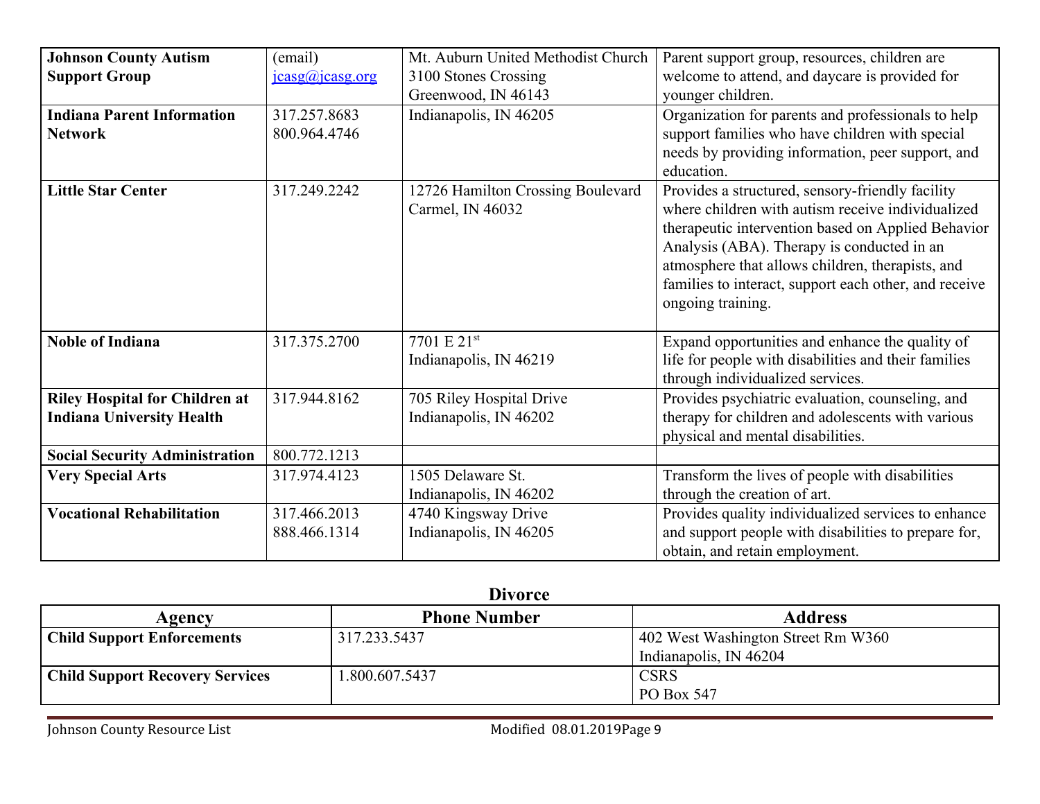| | | | |
|---|---|---|---|
| **Johnson County Autism Support Group** | (email) jcasg@jcasg.org | Mt. Auburn United Methodist Church 3100 Stones Crossing Greenwood, IN 46143 | Parent support group, resources, children are welcome to attend, and daycare is provided for younger children. |
| **Indiana Parent Information Network** | 317.257.8683 800.964.4746 | Indianapolis, IN 46205 | Organization for parents and professionals to help support families who have children with special needs by providing information, peer support, and education. |
| **Little Star Center** | 317.249.2242 | 12726 Hamilton Crossing Boulevard Carmel, IN 46032 | Provides a structured, sensory-friendly facility where children with autism receive individualized therapeutic intervention based on Applied Behavior Analysis (ABA). Therapy is conducted in an atmosphere that allows children, therapists, and families to interact, support each other, and receive ongoing training. |
| **Noble of Indiana** | 317.375.2700 | 7701 E 21st Indianapolis, IN 46219 | Expand opportunities and enhance the quality of life for people with disabilities and their families through individualized services. |
| **Riley Hospital for Children at Indiana University Health** | 317.944.8162 | 705 Riley Hospital Drive Indianapolis, IN 46202 | Provides psychiatric evaluation, counseling, and therapy for children and adolescents with various physical and mental disabilities. |
| **Social Security Administration** | 800.772.1213 | | |
| **Very Special Arts** | 317.974.4123 | 1505 Delaware St. Indianapolis, IN 46202 | Transform the lives of people with disabilities through the creation of art. |
| **Vocational Rehabilitation** | 317.466.2013 888.466.1314 | 4740 Kingsway Drive Indianapolis, IN 46205 | Provides quality individualized services to enhance and support people with disabilities to prepare for, obtain, and retain employment. |

## Divorce

| Agency | Phone Number | Address |
|---|---|---|
| **Child Support Enforcements** | 317.233.5437 | 402 West Washington Street Rm W360 Indianapolis, IN 46204 |
| **Child Support Recovery Services** | 1.800.607.5437 | CSRS PO Box 547 |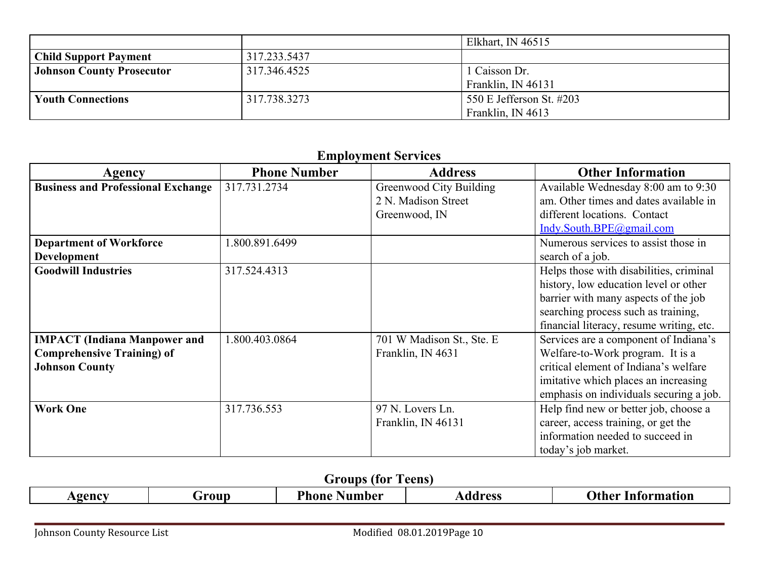| | | |
|---|---|---|
| | | Elkhart, IN 46515 |
| **Child Support Payment** | 317.233.5437 | |
| **Johnson County Prosecutor** | 317.346.4525 | 1 Caisson Dr. Franklin, IN 46131 |
| **Youth Connections** | 317.738.3273 | 550 E Jefferson St. #203 Franklin, IN 4613 |

## Employment Services

| Agency | Phone Number | Address | Other Information |
|---|---|---|---|
| **Business and Professional Exchange** | 317.731.2734 | Greenwood City Building 2 N. Madison Street Greenwood, IN | Available Wednesday 8:00 am to 9:30 am. Other times and dates available in different locations. Contact Indy.South.BPE@gmail.com |
| **Department of Workforce Development** | 1.800.891.6499 | | Numerous services to assist those in search of a job. |
| **Goodwill Industries** | 317.524.4313 | | Helps those with disabilities, criminal history, low education level or other barrier with many aspects of the job searching process such as training, financial literacy, resume writing, etc. |
| **IMPACT (Indiana Manpower and Comprehensive Training) of Johnson County** | 1.800.403.0864 | 701 W Madison St., Ste. E Franklin, IN 4631 | Services are a component of Indiana's Welfare-to-Work program. It is a critical element of Indiana's welfare imitative which places an increasing emphasis on individuals securing a job. |
| **Work One** | 317.736.553 | 97 N. Lovers Ln. Franklin, IN 46131 | Help find new or better job, choose a career, access training, or get the information needed to succeed in today's job market. |

## Groups (for Teens)

| Agency | Group | Phone Number | Address | Other Information |
|---|---|---|---|---|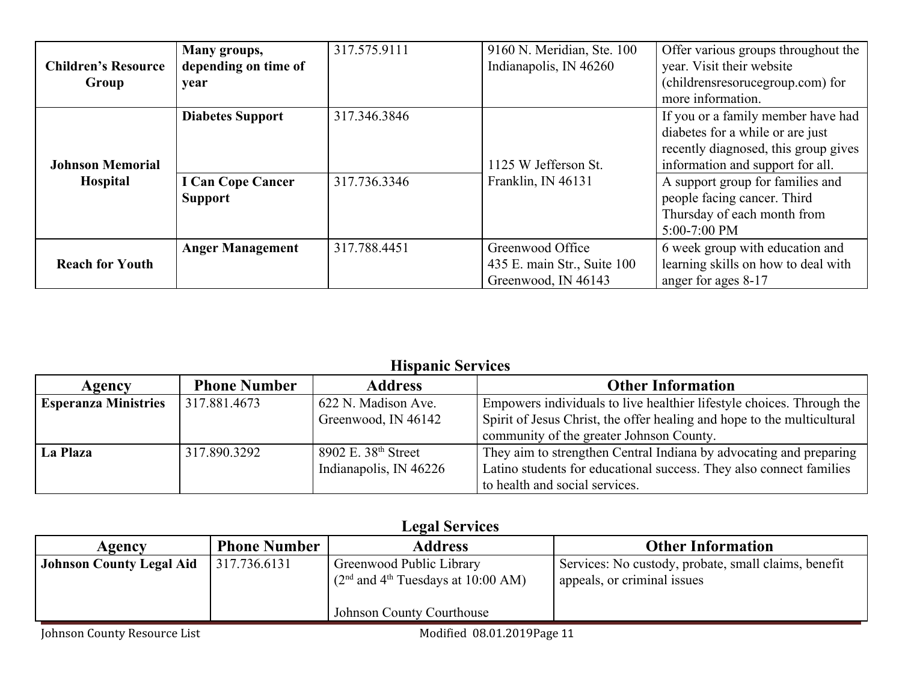| | | | | |
|---|---|---|---|---|
| **Children's Resource Group** | **Many groups, depending on time of year** | 317.575.9111 | 9160 N. Meridian, Ste. 100 Indianapolis, IN 46260 | Offer various groups throughout the year. Visit their website (childrensresorucegroup.com) for more information. |
| **Johnson Memorial Hospital** | **Diabetes Support** | 317.346.3846 | 1125 W Jefferson St. Franklin, IN 46131 | If you or a family member have had diabetes for a while or are just recently diagnosed, this group gives information and support for all. |
| | **I Can Cope Cancer Support** | 317.736.3346 | | A support group for families and people facing cancer. Third Thursday of each month from 5:00-7:00 PM |
| **Reach for Youth** | **Anger Management** | 317.788.4451 | Greenwood Office 435 E. main Str., Suite 100 Greenwood, IN 46143 | 6 week group with education and learning skills on how to deal with anger for ages 8-17 |

## Hispanic Services

| Agency | Phone Number | Address | Other Information |
|---|---|---|---|
| **Esperanza Ministries** | 317.881.4673 | 622 N. Madison Ave. Greenwood, IN 46142 | Empowers individuals to live healthier lifestyle choices. Through the Spirit of Jesus Christ, the offer healing and hope to the multicultural community of the greater Johnson County. |
| **La Plaza** | 317.890.3292 | 8902 E. 38th Street Indianapolis, IN 46226 | They aim to strengthen Central Indiana by advocating and preparing Latino students for educational success. They also connect families to health and social services. |

## Legal Services

| Agency | Phone Number | Address | Other Information |
|---|---|---|---|
| **Johnson County Legal Aid** | 317.736.6131 | Greenwood Public Library (2nd and 4th Tuesdays at 10:00 AM)<br><br>Johnson County Courthouse | Services: No custody, probate, small claims, benefit appeals, or criminal issues |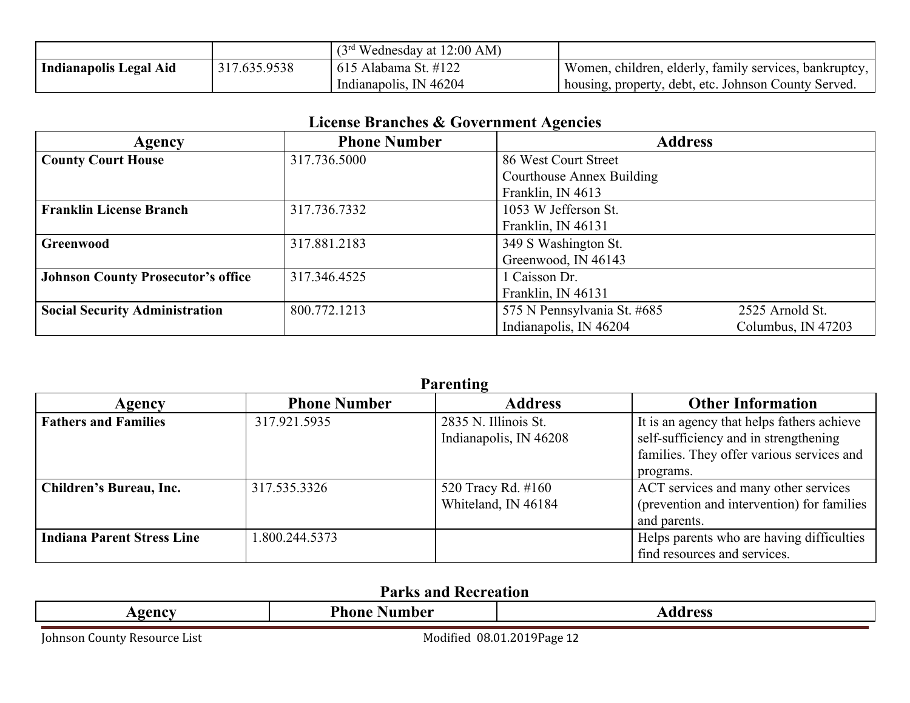| | | (3rd Wednesday at 12:00 AM) | |
|---|---|---|---|
| **Indianapolis Legal Aid** | 317.635.9538 | 615 Alabama St. #122<br>Indianapolis, IN 46204 | Women, children, elderly, family services, bankruptcy, housing, property, debt, etc. Johnson County Served. |

## License Branches & Government Agencies

| Agency | Phone Number | Address |
|---|---|---|
| **County Court House** | 317.736.5000 | 86 West Court Street<br>Courthouse Annex Building<br>Franklin, IN 4613 |
| **Franklin License Branch** | 317.736.7332 | 1053 W Jefferson St.<br>Franklin, IN 46131 |
| **Greenwood** | 317.881.2183 | 349 S Washington St.<br>Greenwood, IN 46143 |
| **Johnson County Prosecutor's office** | 317.346.4525 | 1 Caisson Dr.<br>Franklin, IN 46131 |
| **Social Security Administration** | 800.772.1213 | 575 N Pennsylvania St. #685<br>Indianapolis, IN 46204<br><br>2525 Arnold St.<br>Columbus, IN 47203 |

## Parenting

| Agency | Phone Number | Address | Other Information |
|---|---|---|---|
| **Fathers and Families** | 317.921.5935 | 2835 N. Illinois St.<br>Indianapolis, IN 46208 | It is an agency that helps fathers achieve self-sufficiency and in strengthening families. They offer various services and programs. |
| **Children's Bureau, Inc.** | 317.535.3326 | 520 Tracy Rd. #160<br>Whiteland, IN 46184 | ACT services and many other services (prevention and intervention) for families and parents. |
| **Indiana Parent Stress Line** | 1.800.244.5373 | | Helps parents who are having difficulties find resources and services. |

## Parks and Recreation

| Agency | Phone Number | Address |
|---|---|---|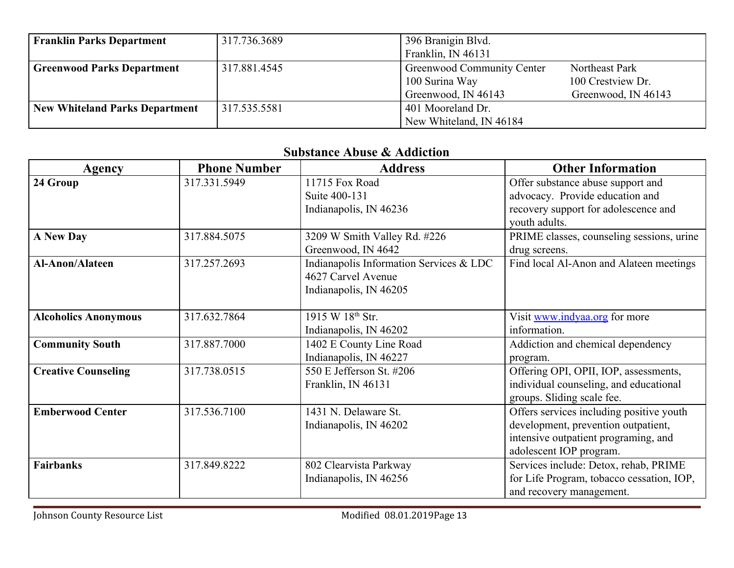| | | |
|---|---|---|
| **Franklin Parks Department** | 317.736.3689 | 396 Branigin Blvd.<br>Franklin, IN 46131 |
| **Greenwood Parks Department** | 317.881.4545 | Greenwood Community Center<br>100 Surina Way<br>Greenwood, IN 46143<br><br>Northeast Park<br>100 Crestview Dr.<br>Greenwood, IN 46143 |
| **New Whiteland Parks Department** | 317.535.5581 | 401 Mooreland Dr.<br>New Whiteland, IN 46184 |

## Substance Abuse & Addiction

| Agency | Phone Number | Address | Other Information |
|---|---|---|---|
| **24 Group** | 317.331.5949 | 11715 Fox Road<br>Suite 400-131<br>Indianapolis, IN 46236 | Offer substance abuse support and advocacy. Provide education and recovery support for adolescence and youth adults. |
| **A New Day** | 317.884.5075 | 3209 W Smith Valley Rd. #226<br>Greenwood, IN 4642 | PRIME classes, counseling sessions, urine drug screens. |
| **Al-Anon/Alateen** | 317.257.2693 | Indianapolis Information Services & LDC<br>4627 Carvel Avenue<br>Indianapolis, IN 46205 | Find local Al-Anon and Alateen meetings |
| **Alcoholics Anonymous** | 317.632.7864 | 1915 W 18th Str.<br>Indianapolis, IN 46202 | Visit www.indyaa.org for more information. |
| **Community South** | 317.887.7000 | 1402 E County Line Road<br>Indianapolis, IN 46227 | Addiction and chemical dependency program. |
| **Creative Counseling** | 317.738.0515 | 550 E Jefferson St. #206<br>Franklin, IN 46131 | Offering OPI, OPII, IOP, assessments, individual counseling, and educational groups. Sliding scale fee. |
| **Emberwood Center** | 317.536.7100 | 1431 N. Delaware St.<br>Indianapolis, IN 46202 | Offers services including positive youth development, prevention outpatient, intensive outpatient programing, and adolescent IOP program. |
| **Fairbanks** | 317.849.8222 | 802 Clearvista Parkway<br>Indianapolis, IN 46256 | Services include: Detox, rehab, PRIME for Life Program, tobacco cessation, IOP, and recovery management. |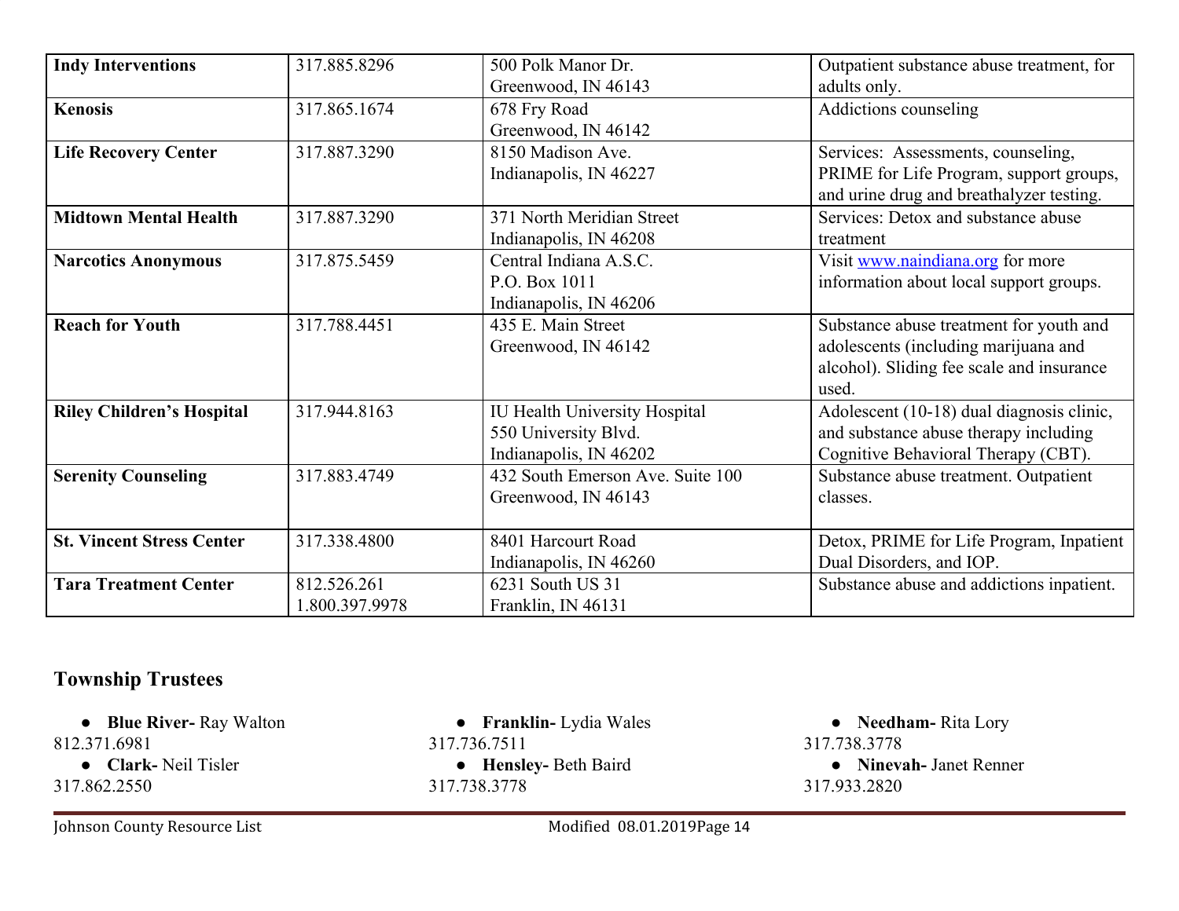| **Indy Interventions** | 317.885.8296 | 500 Polk Manor Dr.<br>Greenwood, IN 46143 | Outpatient substance abuse treatment, for adults only. |
|---|---|---|---|
| **Kenosis** | 317.865.1674 | 678 Fry Road<br>Greenwood, IN 46142 | Addictions counseling |
| **Life Recovery Center** | 317.887.3290 | 8150 Madison Ave.<br>Indianapolis, IN 46227 | Services: Assessments, counseling, PRIME for Life Program, support groups, and urine drug and breathalyzer testing. |
| **Midtown Mental Health** | 317.887.3290 | 371 North Meridian Street<br>Indianapolis, IN 46208 | Services: Detox and substance abuse treatment |
| **Narcotics Anonymous** | 317.875.5459 | Central Indiana A.S.C.<br>P.O. Box 1011<br>Indianapolis, IN 46206 | Visit www.naindiana.org for more information about local support groups. |
| **Reach for Youth** | 317.788.4451 | 435 E. Main Street<br>Greenwood, IN 46142 | Substance abuse treatment for youth and adolescents (including marijuana and alcohol). Sliding fee scale and insurance used. |
| **Riley Children's Hospital** | 317.944.8163 | IU Health University Hospital<br>550 University Blvd.<br>Indianapolis, IN 46202 | Adolescent (10-18) dual diagnosis clinic, and substance abuse therapy including Cognitive Behavioral Therapy (CBT). |
| **Serenity Counseling** | 317.883.4749 | 432 South Emerson Ave. Suite 100<br>Greenwood, IN 46143 | Substance abuse treatment. Outpatient classes. |
| **St. Vincent Stress Center** | 317.338.4800 | 8401 Harcourt Road<br>Indianapolis, IN 46260 | Detox, PRIME for Life Program, Inpatient Dual Disorders, and IOP. |
| **Tara Treatment Center** | 812.526.261<br>1.800.397.9978 | 6231 South US 31<br>Franklin, IN 46131 | Substance abuse and addictions inpatient. |

## Township Trustees

- **Blue River-** Ray Walton
812.371.6981
- **Clark-** Neil Tisler
317.862.2550
- **Franklin-** Lydia Wales
317.736.7511
- **Hensley-** Beth Baird
317.738.3778
- **Needham-** Rita Lory
317.738.3778
- **Ninevah-** Janet Renner
317.933.2820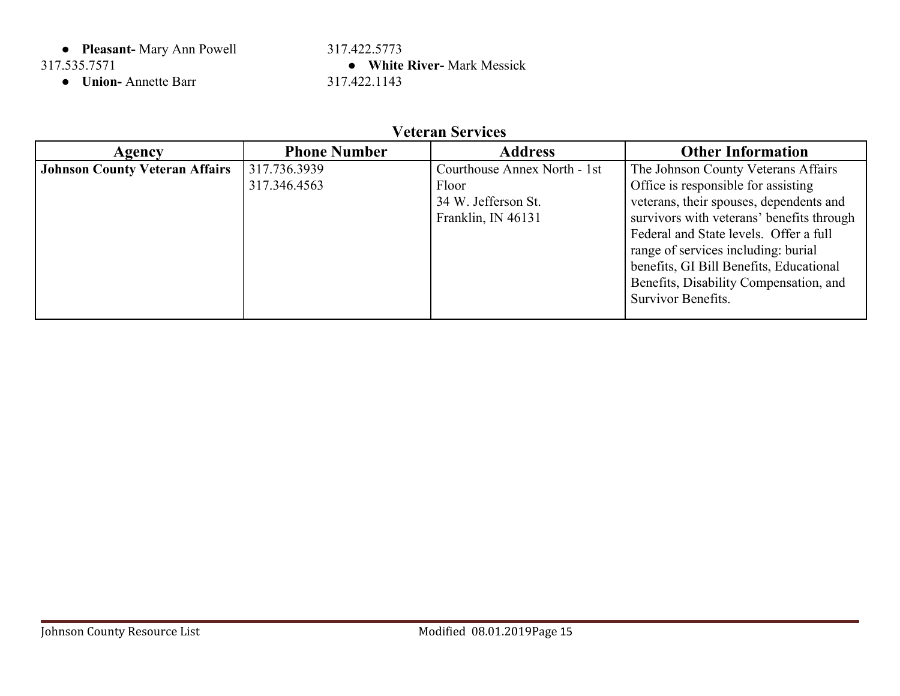- **Pleasant-** Mary Ann Powell
317.535.7571
- **Union-** Annette Barr
317.422.5773
- **White River-** Mark Messick
317.422.1143

## Veteran Services

| Agency | Phone Number | Address | Other Information |
|---|---|---|---|
| **Johnson County Veteran Affairs** | 317.736.3939<br>317.346.4563 | Courthouse Annex North - 1st Floor<br>34 W. Jefferson St.<br>Franklin, IN 46131 | The Johnson County Veterans Affairs Office is responsible for assisting veterans, their spouses, dependents and survivors with veterans' benefits through Federal and State levels. Offer a full range of services including: burial benefits, GI Bill Benefits, Educational Benefits, Disability Compensation, and Survivor Benefits. |